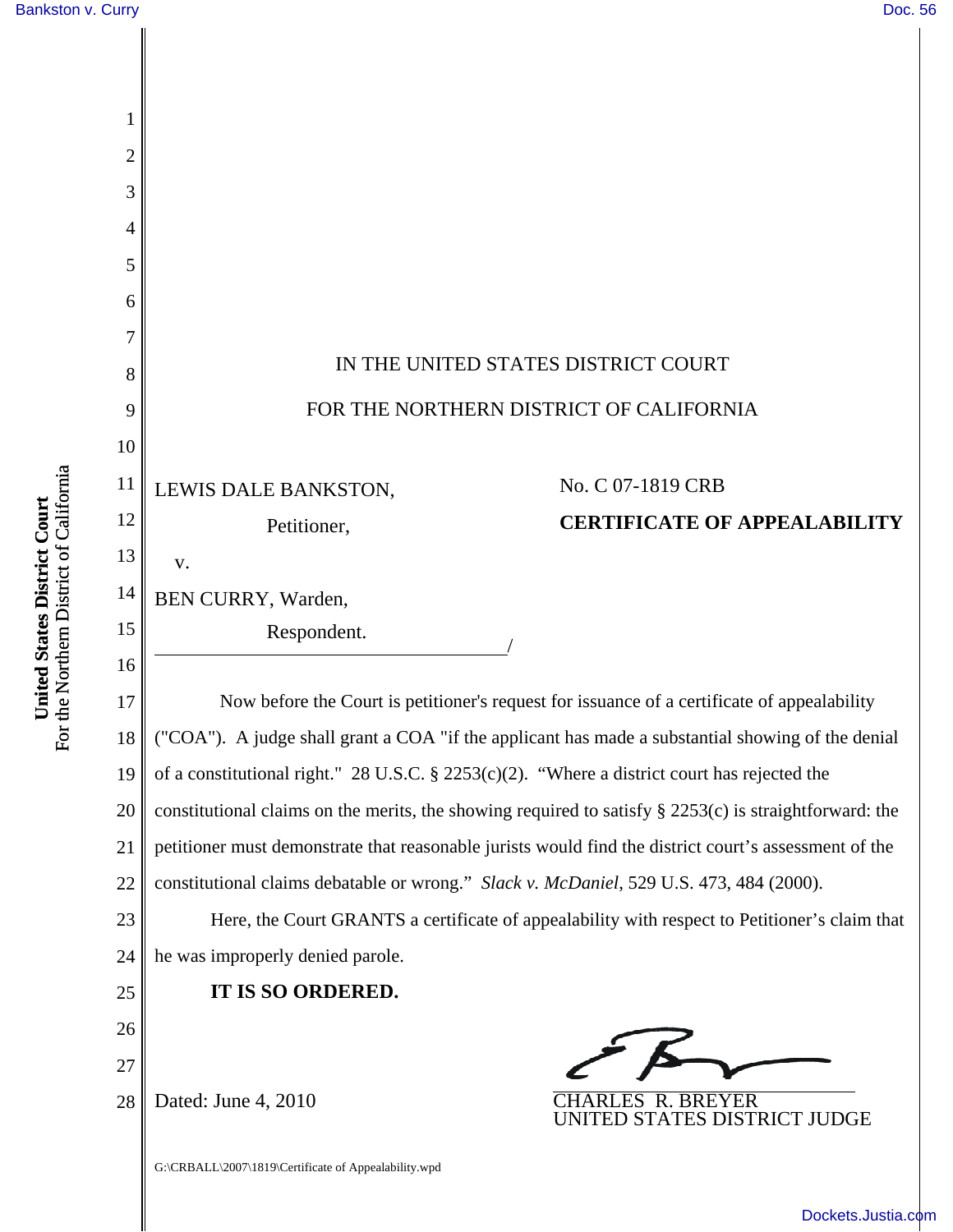IN THE UNITED STATES DISTRICT COURT

FOR THE NORTHERN DISTRICT OF CALIFORNIA

LEWIS DALE BANKSTON,

Petitioner,

v.

BEN CURRY, Warden,

Respondent.

/

No. C 07-1819 CRB

**CERTIFICATE OF APPEALABILITY**

Now before the Court is petitioner's request for issuance of a certificate of appealability ("COA"). A judge shall grant a COA "if the applicant has made a substantial showing of the denial of a constitutional right." 28 U.S.C. § 2253(c)(2). "Where a district court has rejected the constitutional claims on the merits, the showing required to satisfy § 2253(c) is straightforward: the petitioner must demonstrate that reasonable jurists would find the district court's assessment of the constitutional claims debatable or wrong." *Slack v. McDaniel*, 529 U.S. 473, 484 (2000).

Here, the Court GRANTS a certificate of appealability with respect to Petitioner's claim that he was improperly denied parole.

**IT IS SO ORDERED.**

Dated: June 4, 2010

CHARLES R. BREYER
UNITED STATES DISTRICT JUDGE

G:\CRBALL\2007\1819\Certificate of Appealability.wpd